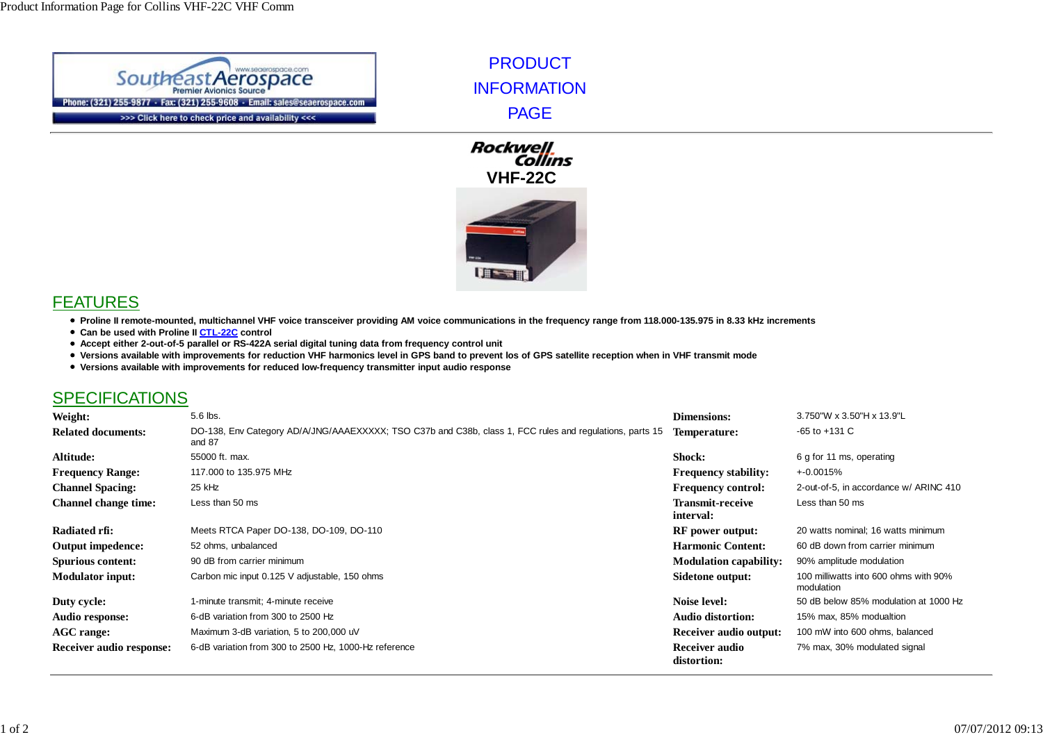Southeast Aerospace
Premier Avionics Source
www.seaerospace.com
Phone: (321) 255-9877 · Fax: (321) 255-9608 · Email: sales@seaerospace.com
>>> Click here to check price and availability <<<

# PRODUCT INFORMATION PAGE

Rockwell Collins

**VHF-22C**

## FEATURES

- **Proline II remote-mounted, multichannel VHF voice transceiver providing AM voice communications in the frequency range from 118.000-135.975 in 8.33 kHz increments**
- **Can be used with Proline II CTL-22C control**
- **Accept either 2-out-of-5 parallel or RS-422A serial digital tuning data from frequency control unit**
- **Versions available with improvements for reduction VHF harmonics level in GPS band to prevent los of GPS satellite reception when in VHF transmit mode**
- **Versions available with improvements for reduced low-frequency transmitter input audio response**

## SPECIFICATIONS

| | |
|---|---|
| **Weight:** | 5.6 lbs. |
| **Related documents:** | DO-138, Env Category AD/A/JNG/AAAEXXXXX; TSO C37b and C38b, class 1, FCC rules and regulations, parts 15 and 87 |
| **Altitude:** | 55000 ft. max. |
| **Frequency Range:** | 117.000 to 135.975 MHz |
| **Channel Spacing:** | 25 kHz |
| **Channel change time:** | Less than 50 ms |
| **Radiated rfi:** | Meets RTCA Paper DO-138, DO-109, DO-110 |
| **Output impedence:** | 52 ohms, unbalanced |
| **Spurious content:** | 90 dB from carrier minimum |
| **Modulator input:** | Carbon mic input 0.125 V adjustable, 150 ohms |
| **Duty cycle:** | 1-minute transmit; 4-minute receive |
| **Audio response:** | 6-dB variation from 300 to 2500 Hz |
| **AGC range:** | Maximum 3-dB variation, 5 to 200,000 uV |
| **Receiver audio response:** | 6-dB variation from 300 to 2500 Hz, 1000-Hz reference |
| **Dimensions:** | 3.750"W x 3.50"H x 13.9"L |
| **Temperature:** | -65 to +131 C |
| **Shock:** | 6 g for 11 ms, operating |
| **Frequency stability:** | +-0.0015% |
| **Frequency control:** | 2-out-of-5, in accordance w/ ARINC 410 |
| **Transmit-receive interval:** | Less than 50 ms |
| **RF power output:** | 20 watts nominal; 16 watts minimum |
| **Harmonic Content:** | 60 dB down from carrier minimum |
| **Modulation capability:** | 90% amplitude modulation |
| **Sidetone output:** | 100 milliwatts into 600 ohms with 90% modulation |
| **Noise level:** | 50 dB below 85% modulation at 1000 Hz |
| **Audio distortion:** | 15% max, 85% modualtion |
| **Receiver audio output:** | 100 mW into 600 ohms, balanced |
| **Receiver audio distortion:** | 7% max, 30% modulated signal |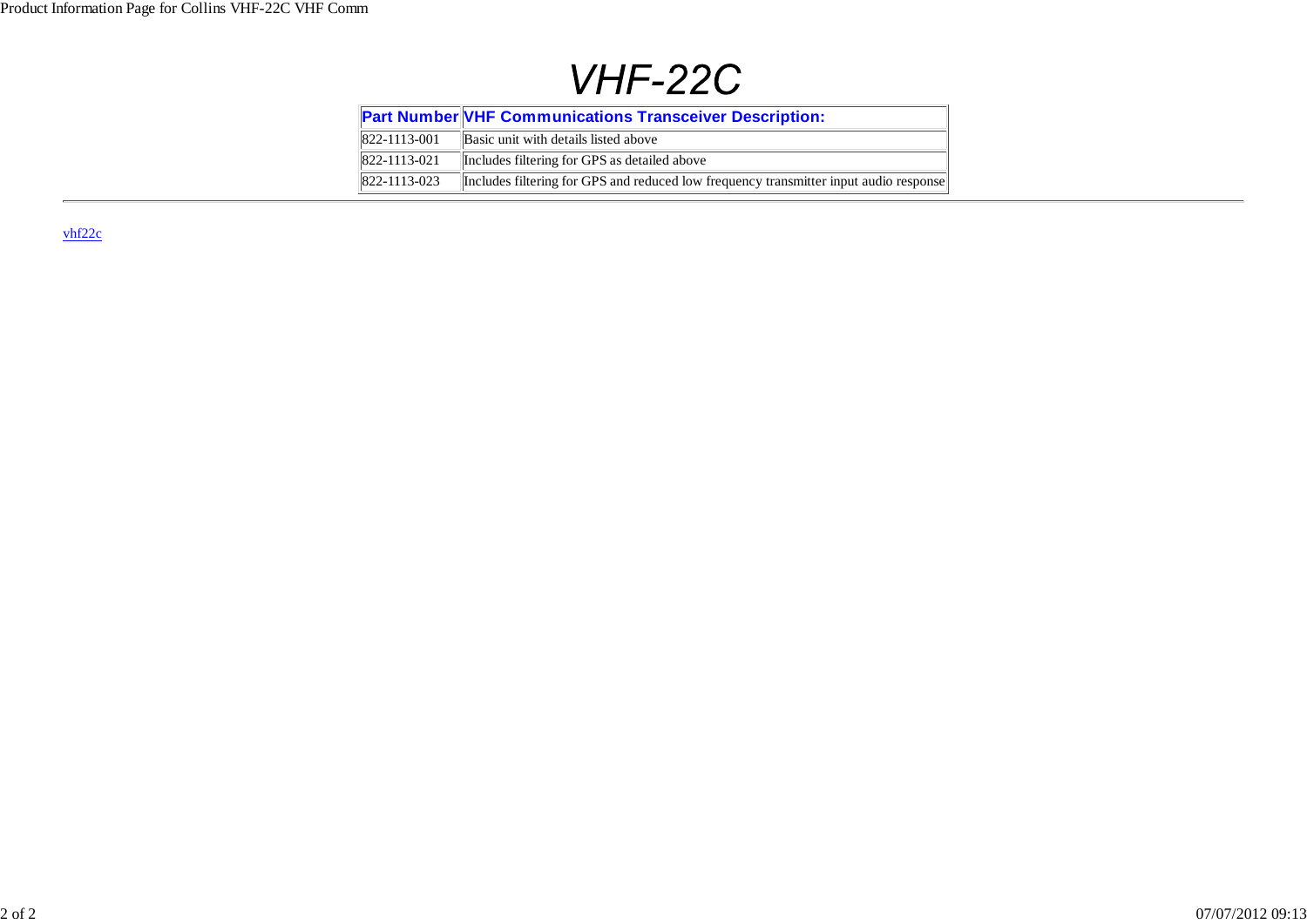# VHF-22C

| Part Number | VHF Communications Transceiver Description: |
| --- | --- |
| 822-1113-001 | Basic unit with details listed above |
| 822-1113-021 | Includes filtering for GPS as detailed above |
| 822-1113-023 | Includes filtering for GPS and reduced low frequency transmitter input audio response |

---

vhf22c